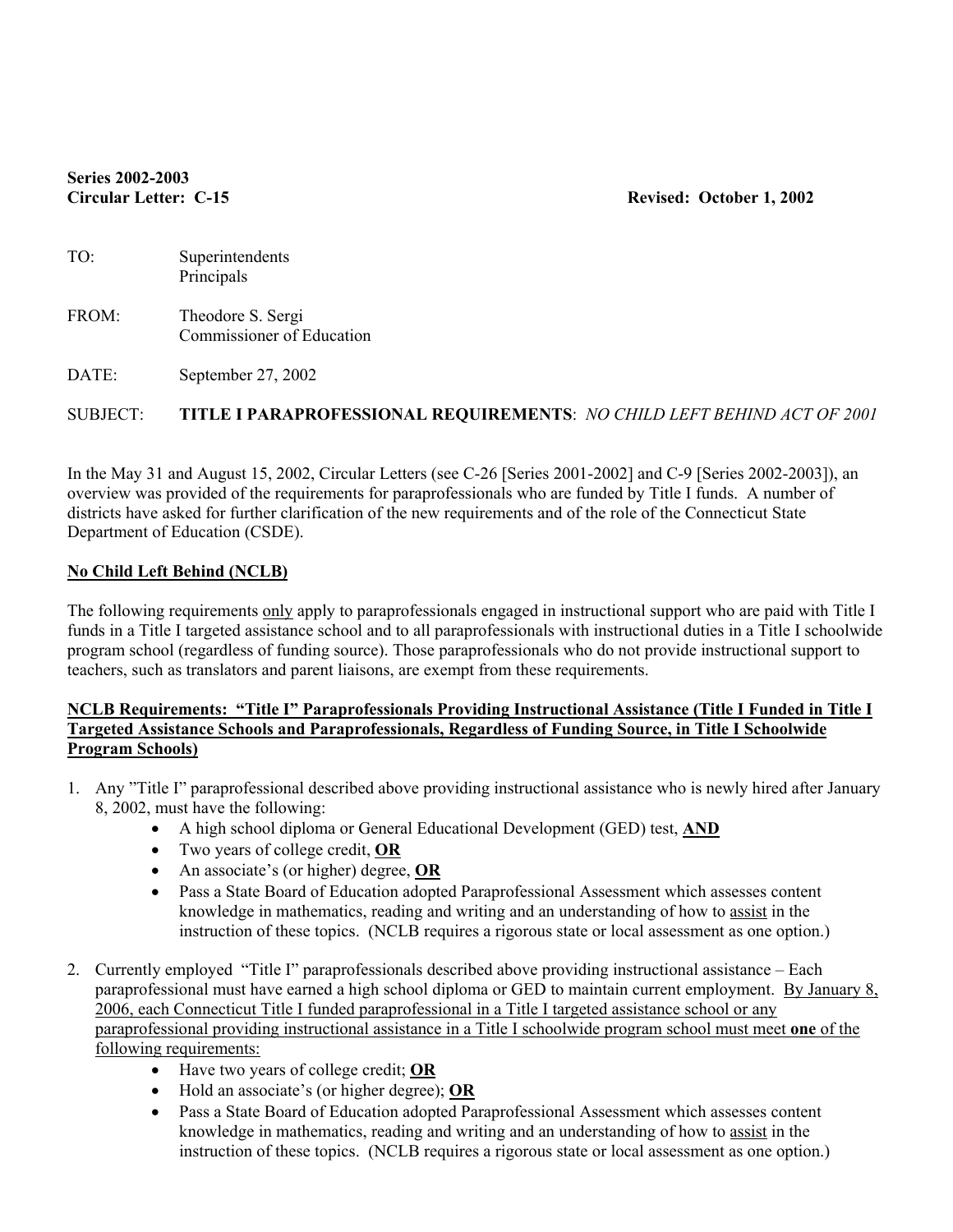**Series 2002-2003**
**Circular Letter: C-15** **Revised: October 1, 2002**

TO: Superintendents
Principals

FROM: Theodore S. Sergi
Commissioner of Education

DATE: September 27, 2002

SUBJECT: **TITLE I PARAPROFESSIONAL REQUIREMENTS**: *NO CHILD LEFT BEHIND ACT OF 2001*

In the May 31 and August 15, 2002, Circular Letters (see C-26 [Series 2001-2002] and C-9 [Series 2002-2003]), an overview was provided of the requirements for paraprofessionals who are funded by Title I funds. A number of districts have asked for further clarification of the new requirements and of the role of the Connecticut State Department of Education (CSDE).

**No Child Left Behind (NCLB)**

The following requirements only apply to paraprofessionals engaged in instructional support who are paid with Title I funds in a Title I targeted assistance school and to all paraprofessionals with instructional duties in a Title I schoolwide program school (regardless of funding source). Those paraprofessionals who do not provide instructional support to teachers, such as translators and parent liaisons, are exempt from these requirements.

**NCLB Requirements: "Title I" Paraprofessionals Providing Instructional Assistance (Title I Funded in Title I Targeted Assistance Schools and Paraprofessionals, Regardless of Funding Source, in Title I Schoolwide Program Schools)**

1. Any "Title I" paraprofessional described above providing instructional assistance who is newly hired after January 8, 2002, must have the following:
   - A high school diploma or General Educational Development (GED) test, **AND**
   - Two years of college credit, **OR**
   - An associate's (or higher) degree, **OR**
   - Pass a State Board of Education adopted Paraprofessional Assessment which assesses content knowledge in mathematics, reading and writing and an understanding of how to assist in the instruction of these topics. (NCLB requires a rigorous state or local assessment as one option.)

2. Currently employed "Title I" paraprofessionals described above providing instructional assistance – Each paraprofessional must have earned a high school diploma or GED to maintain current employment. By January 8, 2006, each Connecticut Title I funded paraprofessional in a Title I targeted assistance school or any paraprofessional providing instructional assistance in a Title I schoolwide program school must meet **one** of the following requirements:
   - Have two years of college credit; **OR**
   - Hold an associate's (or higher degree); **OR**
   - Pass a State Board of Education adopted Paraprofessional Assessment which assesses content knowledge in mathematics, reading and writing and an understanding of how to assist in the instruction of these topics. (NCLB requires a rigorous state or local assessment as one option.)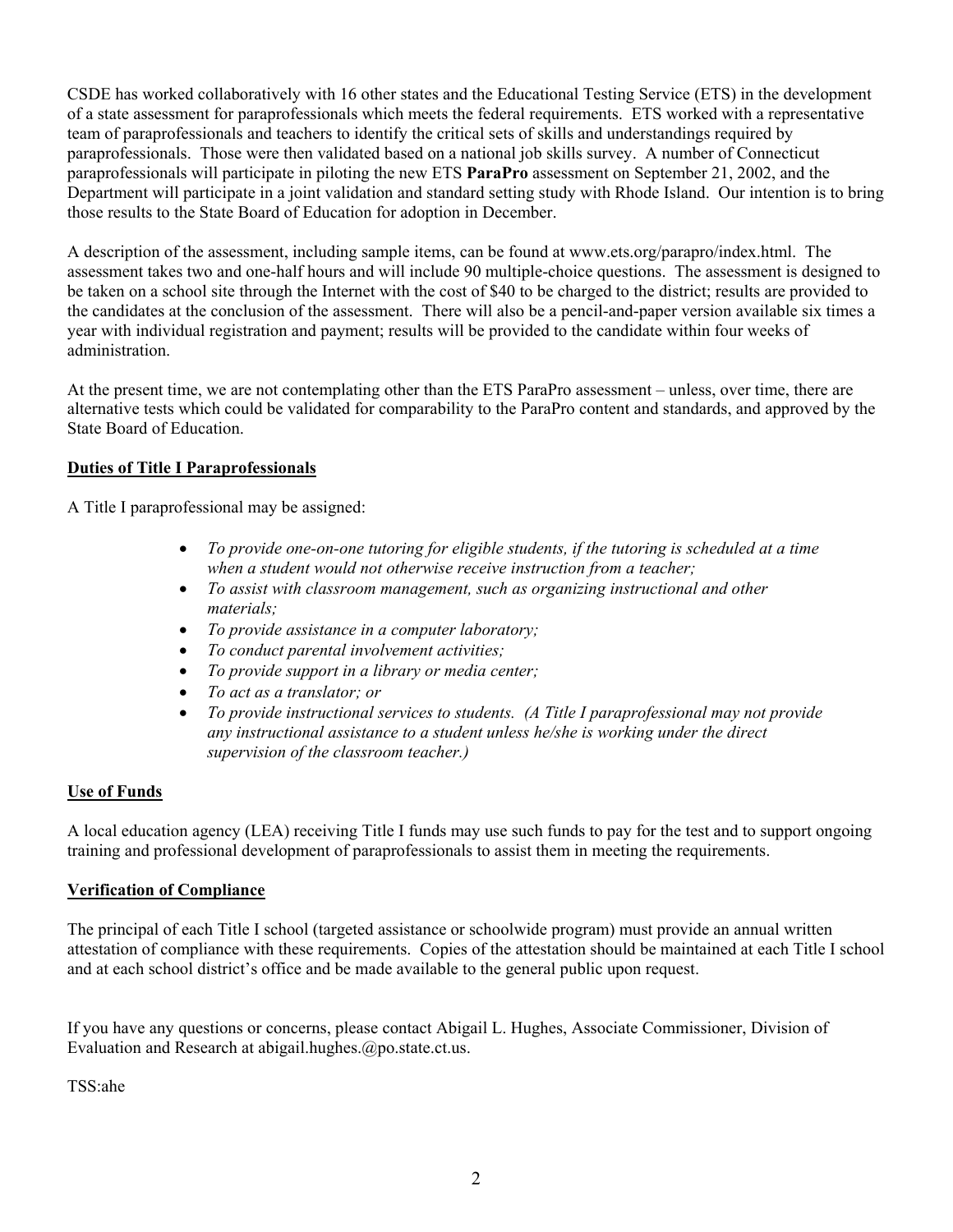CSDE has worked collaboratively with 16 other states and the Educational Testing Service (ETS) in the development of a state assessment for paraprofessionals which meets the federal requirements. ETS worked with a representative team of paraprofessionals and teachers to identify the critical sets of skills and understandings required by paraprofessionals. Those were then validated based on a national job skills survey. A number of Connecticut paraprofessionals will participate in piloting the new ETS **ParaPro** assessment on September 21, 2002, and the Department will participate in a joint validation and standard setting study with Rhode Island. Our intention is to bring those results to the State Board of Education for adoption in December.

A description of the assessment, including sample items, can be found at www.ets.org/parapro/index.html. The assessment takes two and one-half hours and will include 90 multiple-choice questions. The assessment is designed to be taken on a school site through the Internet with the cost of $40 to be charged to the district; results are provided to the candidates at the conclusion of the assessment. There will also be a pencil-and-paper version available six times a year with individual registration and payment; results will be provided to the candidate within four weeks of administration.

At the present time, we are not contemplating other than the ETS ParaPro assessment – unless, over time, there are alternative tests which could be validated for comparability to the ParaPro content and standards, and approved by the State Board of Education.

**Duties of Title I Paraprofessionals**

A Title I paraprofessional may be assigned:

- *To provide one-on-one tutoring for eligible students, if the tutoring is scheduled at a time when a student would not otherwise receive instruction from a teacher;*
- *To assist with classroom management, such as organizing instructional and other materials;*
- *To provide assistance in a computer laboratory;*
- *To conduct parental involvement activities;*
- *To provide support in a library or media center;*
- *To act as a translator; or*
- *To provide instructional services to students. (A Title I paraprofessional may not provide any instructional assistance to a student unless he/she is working under the direct supervision of the classroom teacher.)*

**Use of Funds**

A local education agency (LEA) receiving Title I funds may use such funds to pay for the test and to support ongoing training and professional development of paraprofessionals to assist them in meeting the requirements.

**Verification of Compliance**

The principal of each Title I school (targeted assistance or schoolwide program) must provide an annual written attestation of compliance with these requirements. Copies of the attestation should be maintained at each Title I school and at each school district's office and be made available to the general public upon request.

If you have any questions or concerns, please contact Abigail L. Hughes, Associate Commissioner, Division of Evaluation and Research at abigail.hughes.@po.state.ct.us.

TSS:ahe